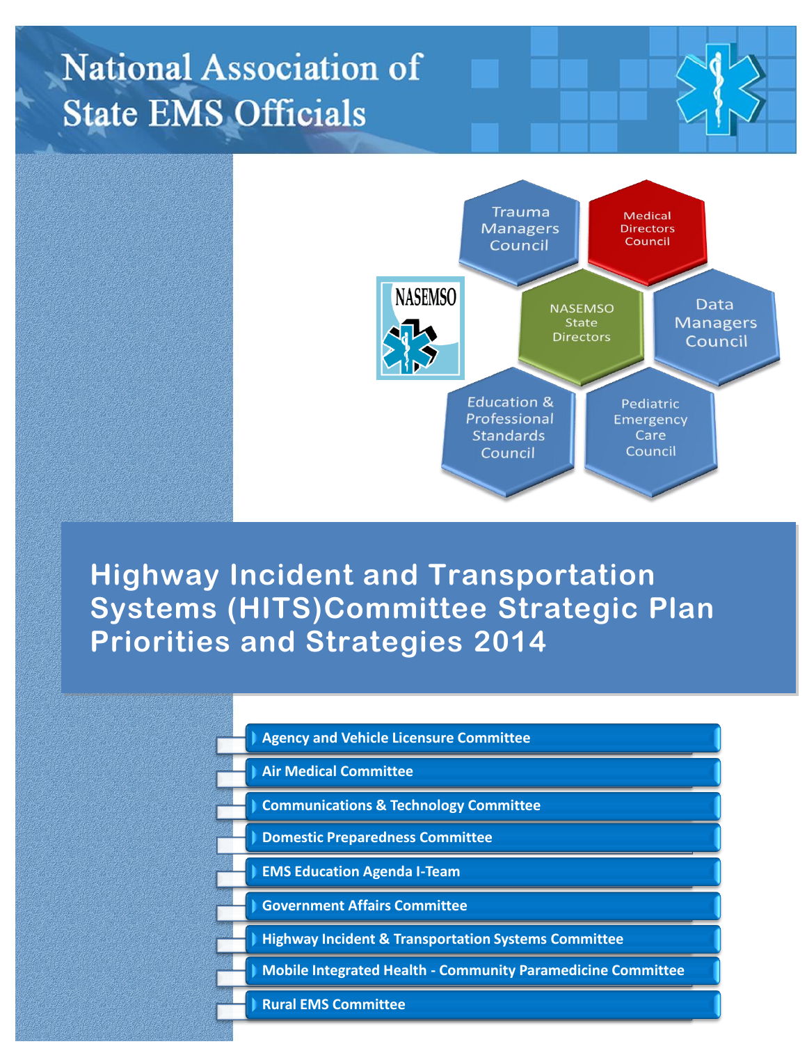# National Association of State EMS Officials

Trauma Managers Council

Medical Directors Council

NASEMSO

NASEMSO State Directors

Data Managers Council

Education & Professional Standards Council

Pediatric Emergency Care Council

## Highway Incident and Transportation Systems (HITS)Committee Strategic Plan Priorities and Strategies 2014

- Agency and Vehicle Licensure Committee
- Air Medical Committee
- Communications & Technology Committee
- Domestic Preparedness Committee
- EMS Education Agenda I-Team
- Government Affairs Committee
- Highway Incident & Transportation Systems Committee
- Mobile Integrated Health - Community Paramedicine Committee
- Rural EMS Committee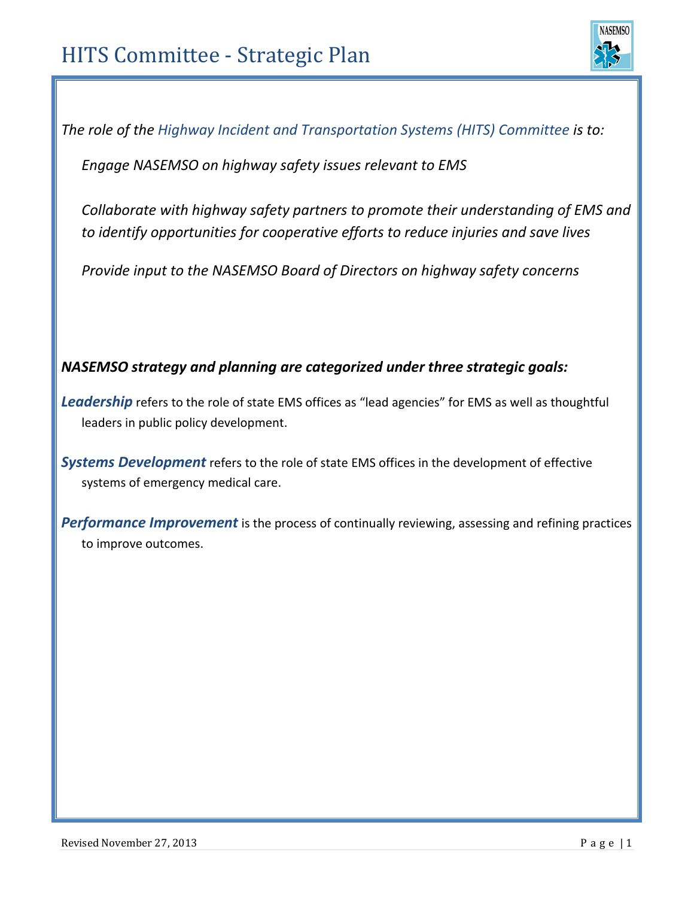# HITS Committee - Strategic Plan

*The role of the Highway Incident and Transportation Systems (HITS) Committee is to:*

*Engage NASEMSO on highway safety issues relevant to EMS*

*Collaborate with highway safety partners to promote their understanding of EMS and to identify opportunities for cooperative efforts to reduce injuries and save lives*

*Provide input to the NASEMSO Board of Directors on highway safety concerns*

***NASEMSO strategy and planning are categorized under three strategic goals:***

***Leadership*** refers to the role of state EMS offices as "lead agencies" for EMS as well as thoughtful leaders in public policy development.

***Systems Development*** refers to the role of state EMS offices in the development of effective systems of emergency medical care.

***Performance Improvement*** is the process of continually reviewing, assessing and refining practices to improve outcomes.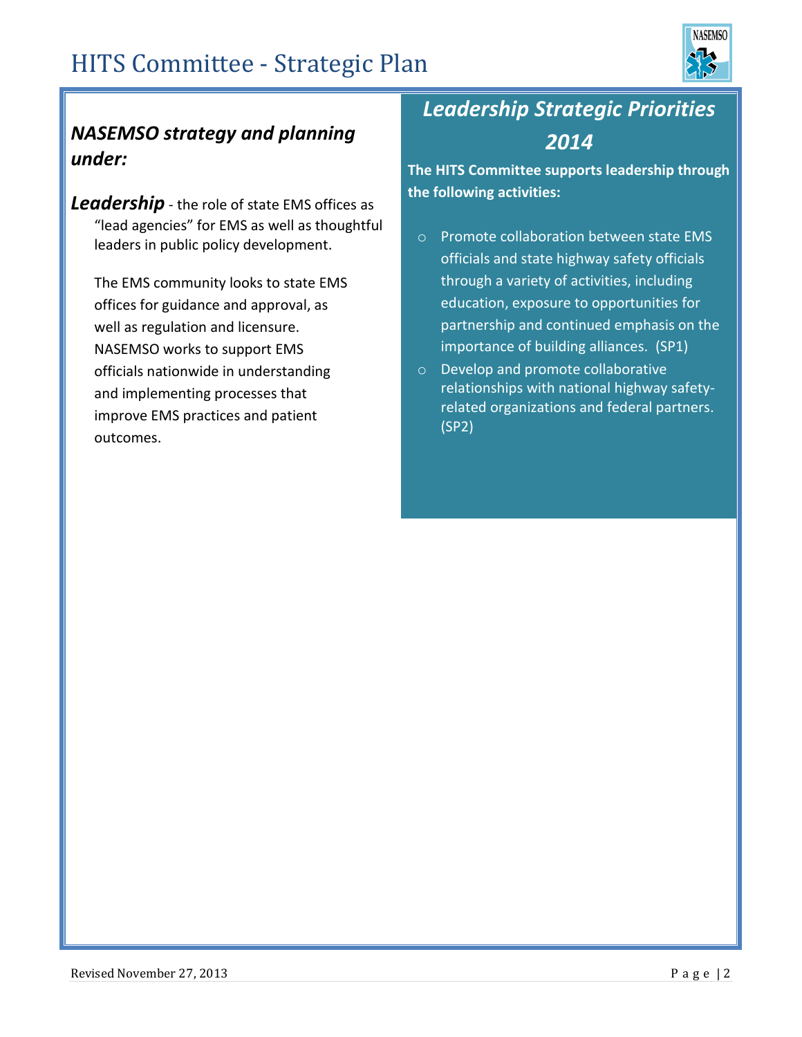### *NASEMSO strategy and planning under:*

***Leadership*** - the role of state EMS offices as "lead agencies" for EMS as well as thoughtful leaders in public policy development.

The EMS community looks to state EMS offices for guidance and approval, as well as regulation and licensure. NASEMSO works to support EMS officials nationwide in understanding and implementing processes that improve EMS practices and patient outcomes.

## *Leadership Strategic Priorities 2014*

**The HITS Committee supports leadership through the following activities:**

- Promote collaboration between state EMS officials and state highway safety officials through a variety of activities, including education, exposure to opportunities for partnership and continued emphasis on the importance of building alliances. (SP1)
- Develop and promote collaborative relationships with national highway safety-related organizations and federal partners. (SP2)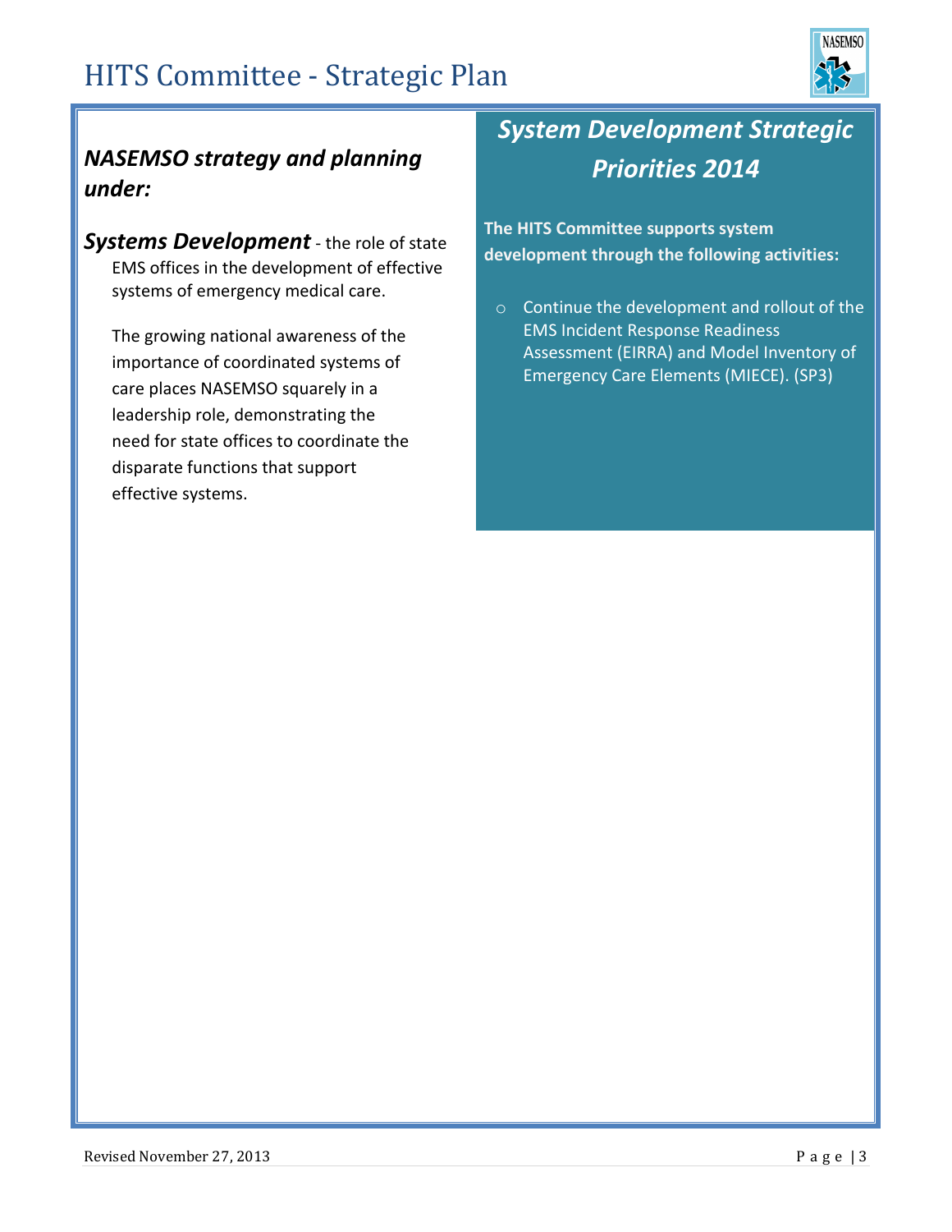## *NASEMSO strategy and planning under:*

***Systems Development*** - the role of state EMS offices in the development of effective systems of emergency medical care.

The growing national awareness of the importance of coordinated systems of care places NASEMSO squarely in a leadership role, demonstrating the need for state offices to coordinate the disparate functions that support effective systems.

## *System Development Strategic Priorities 2014*

**The HITS Committee supports system development through the following activities:**

- Continue the development and rollout of the EMS Incident Response Readiness Assessment (EIRRA) and Model Inventory of Emergency Care Elements (MIECE). (SP3)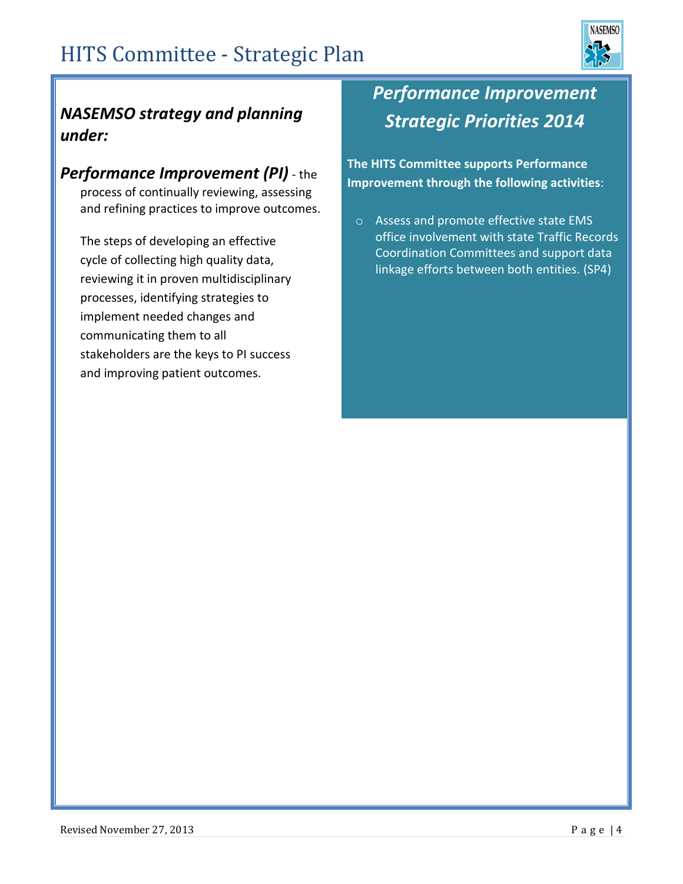## *NASEMSO strategy and planning under:*

***Performance Improvement (PI)*** - the process of continually reviewing, assessing and refining practices to improve outcomes.

The steps of developing an effective cycle of collecting high quality data, reviewing it in proven multidisciplinary processes, identifying strategies to implement needed changes and communicating them to all stakeholders are the keys to PI success and improving patient outcomes.

## *Performance Improvement Strategic Priorities 2014*

**The HITS Committee supports Performance Improvement through the following activities**:

- Assess and promote effective state EMS office involvement with state Traffic Records Coordination Committees and support data linkage efforts between both entities. (SP4)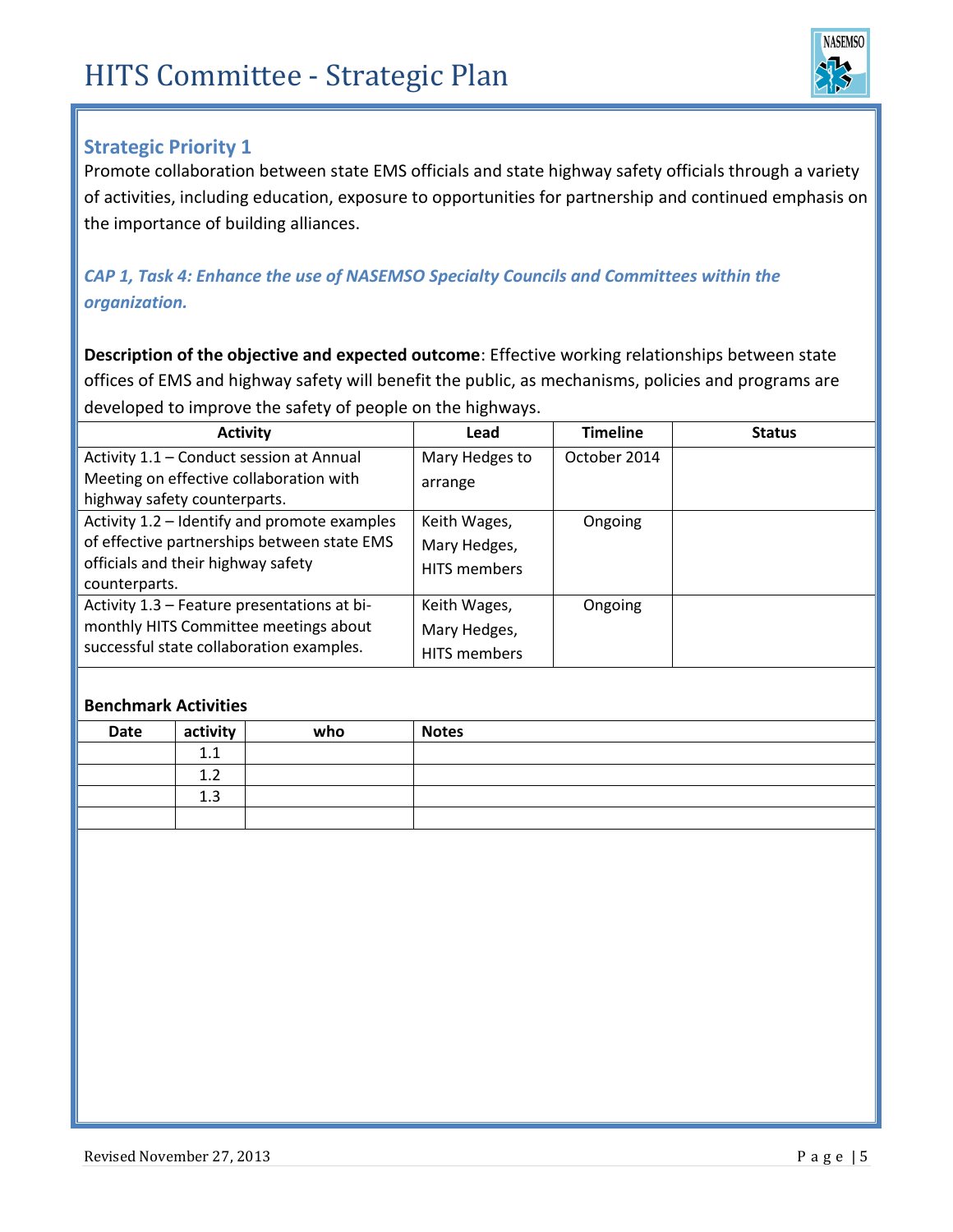## Strategic Priority 1

Promote collaboration between state EMS officials and state highway safety officials through a variety of activities, including education, exposure to opportunities for partnership and continued emphasis on the importance of building alliances.

### *CAP 1, Task 4: Enhance the use of NASEMSO Specialty Councils and Committees within the organization.*

**Description of the objective and expected outcome**: Effective working relationships between state offices of EMS and highway safety will benefit the public, as mechanisms, policies and programs are developed to improve the safety of people on the highways.

| Activity | Lead | Timeline | Status |
|---|---|---|---|
| Activity 1.1 – Conduct session at Annual Meeting on effective collaboration with highway safety counterparts. | Mary Hedges to arrange | October 2014 | |
| Activity 1.2 – Identify and promote examples of effective partnerships between state EMS officials and their highway safety counterparts. | Keith Wages, Mary Hedges, HITS members | Ongoing | |
| Activity 1.3 – Feature presentations at bi-monthly HITS Committee meetings about successful state collaboration examples. | Keith Wages, Mary Hedges, HITS members | Ongoing | |

**Benchmark Activities**

| Date | activity | who | Notes |
|---|---|---|---|
| | 1.1 | | |
| | 1.2 | | |
| | 1.3 | | |
| | | | |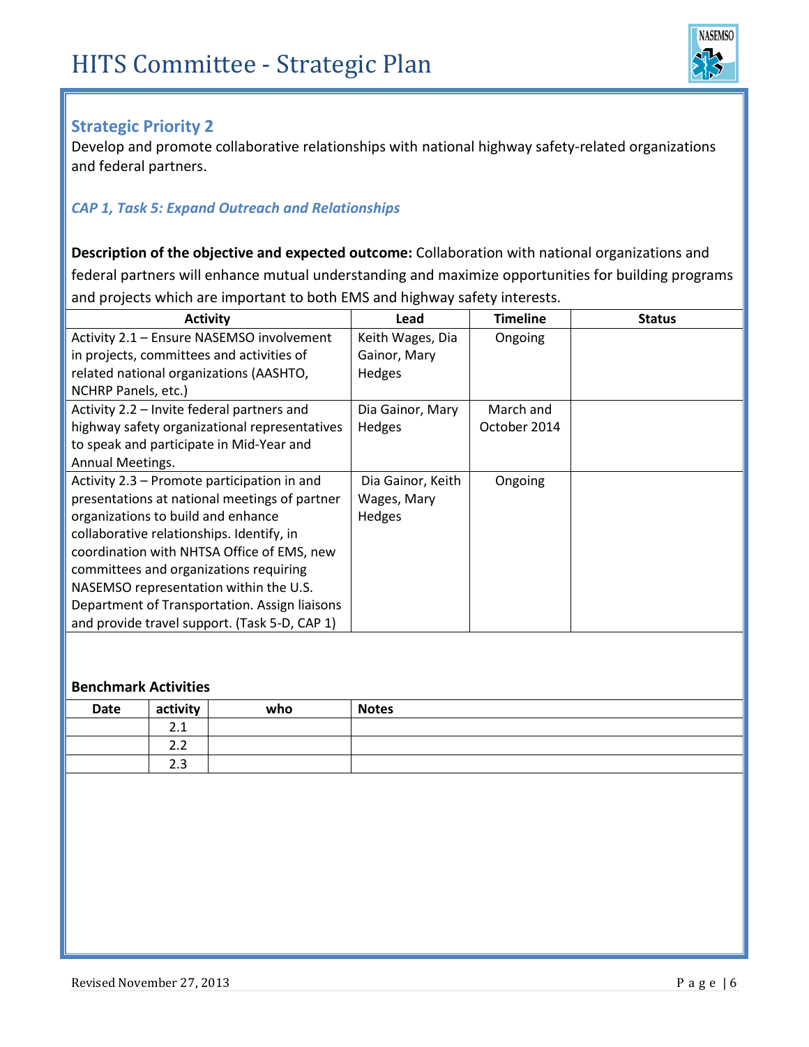# HITS Committee - Strategic Plan

## Strategic Priority 2

Develop and promote collaborative relationships with national highway safety-related organizations and federal partners.

### *CAP 1, Task 5: Expand Outreach and Relationships*

**Description of the objective and expected outcome:** Collaboration with national organizations and federal partners will enhance mutual understanding and maximize opportunities for building programs and projects which are important to both EMS and highway safety interests.

| Activity | Lead | Timeline | Status |
|---|---|---|---|
| Activity 2.1 – Ensure NASEMSO involvement in projects, committees and activities of related national organizations (AASHTO, NCHRP Panels, etc.) | Keith Wages, Dia Gainor, Mary Hedges | Ongoing | |
| Activity 2.2 – Invite federal partners and highway safety organizational representatives to speak and participate in Mid-Year and Annual Meetings. | Dia Gainor, Mary Hedges | March and October 2014 | |
| Activity 2.3 – Promote participation in and presentations at national meetings of partner organizations to build and enhance collaborative relationships. Identify, in coordination with NHTSA Office of EMS, new committees and organizations requiring NASEMSO representation within the U.S. Department of Transportation. Assign liaisons and provide travel support. (Task 5-D, CAP 1) | Dia Gainor, Keith Wages, Mary Hedges | Ongoing | |

**Benchmark Activities**

| Date | activity | who | Notes |
|---|---|---|---|
| | 2.1 | | |
| | 2.2 | | |
| | 2.3 | | |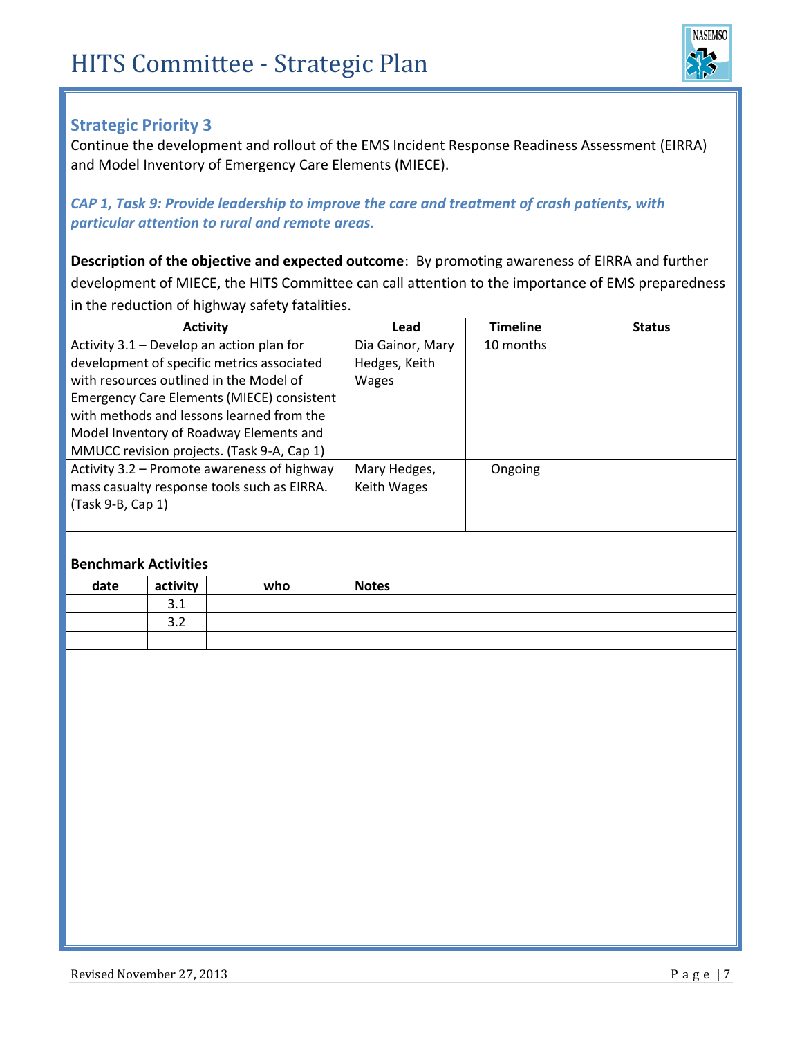## Strategic Priority 3

Continue the development and rollout of the EMS Incident Response Readiness Assessment (EIRRA) and Model Inventory of Emergency Care Elements (MIECE).

***CAP 1, Task 9: Provide leadership to improve the care and treatment of crash patients, with particular attention to rural and remote areas.***

**Description of the objective and expected outcome**: By promoting awareness of EIRRA and further development of MIECE, the HITS Committee can call attention to the importance of EMS preparedness in the reduction of highway safety fatalities.

| Activity | Lead | Timeline | Status |
|---|---|---|---|
| Activity 3.1 – Develop an action plan for development of specific metrics associated with resources outlined in the Model of Emergency Care Elements (MIECE) consistent with methods and lessons learned from the Model Inventory of Roadway Elements and MMUCC revision projects. (Task 9-A, Cap 1) | Dia Gainor, Mary Hedges, Keith Wages | 10 months | |
| Activity 3.2 – Promote awareness of highway mass casualty response tools such as EIRRA. (Task 9-B, Cap 1) | Mary Hedges, Keith Wages | Ongoing | |
| | | | |

**Benchmark Activities**

| date | activity | who | Notes |
|---|---|---|---|
| | 3.1 | | |
| | 3.2 | | |
| | | | |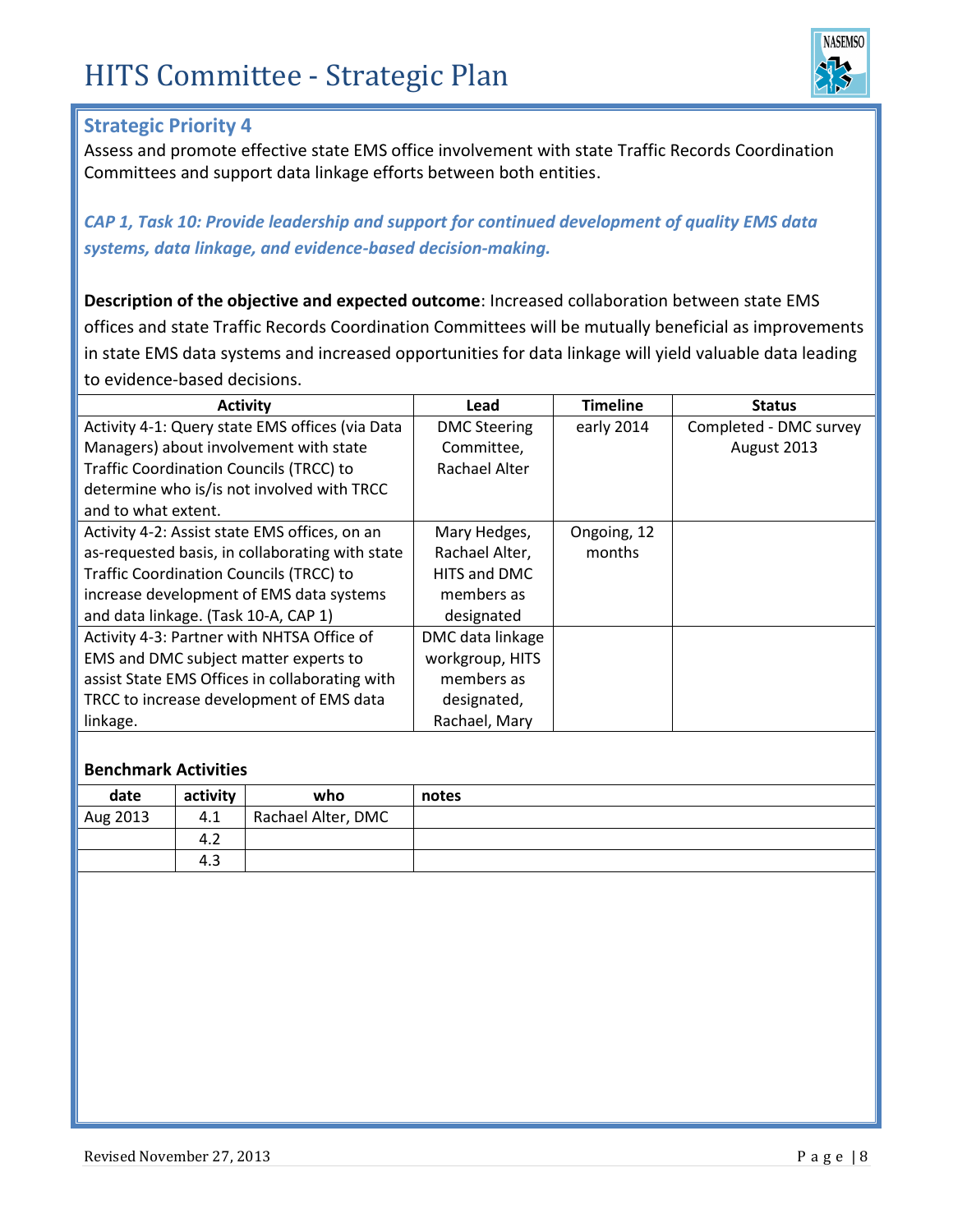## Strategic Priority 4

Assess and promote effective state EMS office involvement with state Traffic Records Coordination Committees and support data linkage efforts between both entities.

***CAP 1, Task 10: Provide leadership and support for continued development of quality EMS data systems, data linkage, and evidence-based decision-making.***

**Description of the objective and expected outcome**: Increased collaboration between state EMS offices and state Traffic Records Coordination Committees will be mutually beneficial as improvements in state EMS data systems and increased opportunities for data linkage will yield valuable data leading to evidence-based decisions.

| Activity | Lead | Timeline | Status |
|---|---|---|---|
| Activity 4-1: Query state EMS offices (via Data Managers) about involvement with state Traffic Coordination Councils (TRCC) to determine who is/is not involved with TRCC and to what extent. | DMC Steering Committee, Rachael Alter | early 2014 | Completed - DMC survey August 2013 |
| Activity 4-2: Assist state EMS offices, on an as-requested basis, in collaborating with state Traffic Coordination Councils (TRCC) to increase development of EMS data systems and data linkage. (Task 10-A, CAP 1) | Mary Hedges, Rachael Alter, HITS and DMC members as designated | Ongoing, 12 months | |
| Activity 4-3: Partner with NHTSA Office of EMS and DMC subject matter experts to assist State EMS Offices in collaborating with TRCC to increase development of EMS data linkage. | DMC data linkage workgroup, HITS members as designated, Rachael, Mary | | |

### Benchmark Activities

| date | activity | who | notes |
|---|---|---|---|
| Aug 2013 | 4.1 | Rachael Alter, DMC | |
| | 4.2 | | |
| | 4.3 | | |